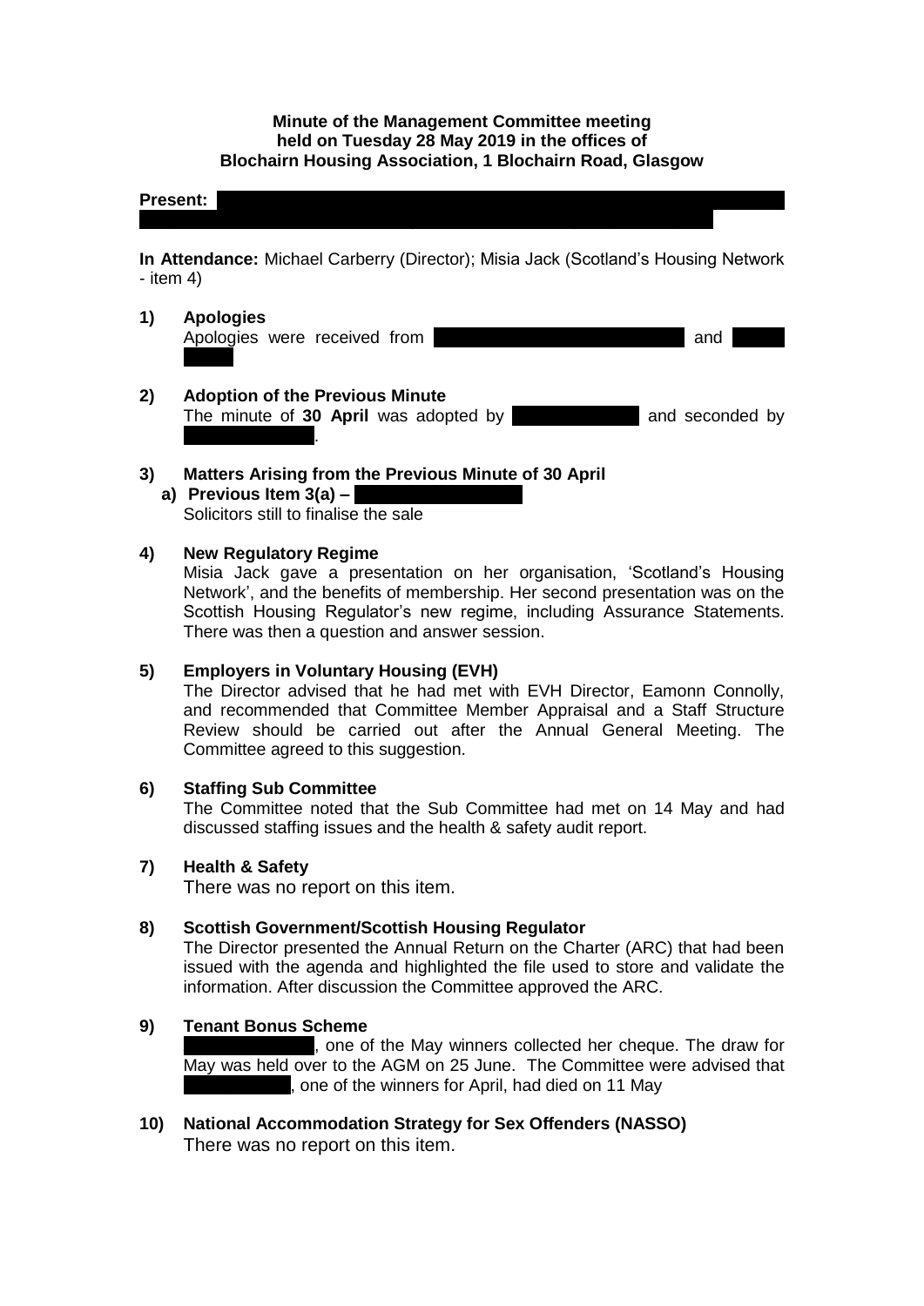**Minute of the Management Committee meeting held on Tuesday 28 May 2019 in the offices of Blochairn Housing Association, 1 Blochairn Road, Glasgow**

**Present:**

**In Attendance:** Michael Carberry (Director); Misia Jack (Scotland's Housing Network - item 4)

**1) Apologies**

Apologies were received from and

**2) Adoption of the Previous Minute**

The minute of **30 April** was adopted by and seconded by .

**3) Matters Arising from the Previous Minute of 30 April**

**a) Previous Item 3(a) –**

Solicitors still to finalise the sale

**4) New Regulatory Regime**

Misia Jack gave a presentation on her organisation, 'Scotland's Housing Network', and the benefits of membership. Her second presentation was on the Scottish Housing Regulator's new regime, including Assurance Statements. There was then a question and answer session.

**5) Employers in Voluntary Housing (EVH)**

The Director advised that he had met with EVH Director, Eamonn Connolly, and recommended that Committee Member Appraisal and a Staff Structure Review should be carried out after the Annual General Meeting. The Committee agreed to this suggestion.

**6) Staffing Sub Committee**

The Committee noted that the Sub Committee had met on 14 May and had discussed staffing issues and the health & safety audit report.

**7) Health & Safety**

There was no report on this item.

**8) Scottish Government/Scottish Housing Regulator**

The Director presented the Annual Return on the Charter (ARC) that had been issued with the agenda and highlighted the file used to store and validate the information. After discussion the Committee approved the ARC.

**9) Tenant Bonus Scheme**

, one of the May winners collected her cheque. The draw for May was held over to the AGM on 25 June. The Committee were advised that , one of the winners for April, had died on 11 May

**10) National Accommodation Strategy for Sex Offenders (NASSO)**

There was no report on this item.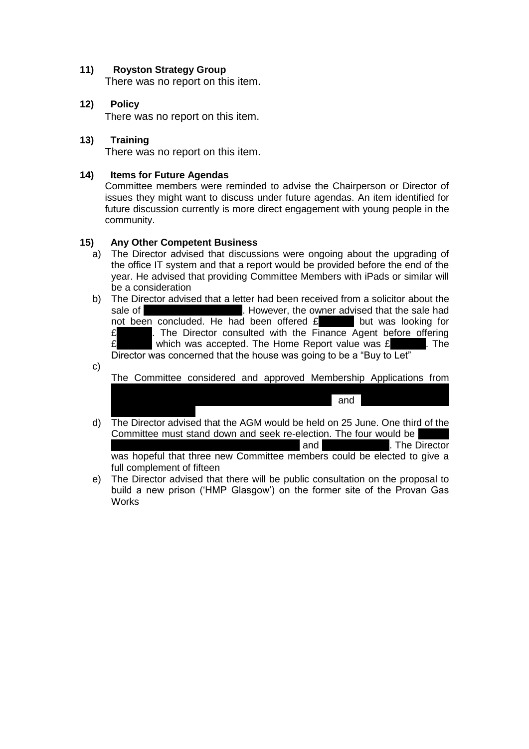**11) Royston Strategy Group**

There was no report on this item.

**12) Policy**

There was no report on this item.

**13) Training**

There was no report on this item.

**14) Items for Future Agendas**

Committee members were reminded to advise the Chairperson or Director of issues they might want to discuss under future agendas. An item identified for future discussion currently is more direct engagement with young people in the community.

**15) Any Other Competent Business**

a) The Director advised that discussions were ongoing about the upgrading of the office IT system and that a report would be provided before the end of the year. He advised that providing Committee Members with iPads or similar will be a consideration

b) The Director advised that a letter had been received from a solicitor about the sale of . However, the owner advised that the sale had not been concluded. He had been offered £ but was looking for £ . The Director consulted with the Finance Agent before offering £ which was accepted. The Home Report value was £ . The Director was concerned that the house was going to be a "Buy to Let"

c) The Committee considered and approved Membership Applications from and

d) The Director advised that the AGM would be held on 25 June. One third of the Committee must stand down and seek re-election. The four would be and . The Director was hopeful that three new Committee members could be elected to give a full complement of fifteen

e) The Director advised that there will be public consultation on the proposal to build a new prison ('HMP Glasgow') on the former site of the Provan Gas Works